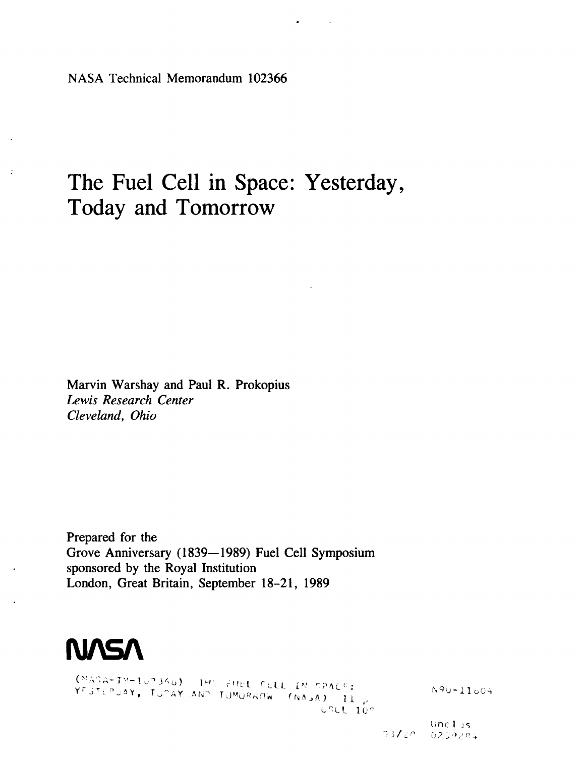NASA Technical Memorandum 102366

# The Fuel Cell in Space: Yesterday, Today and Tomorrow

Marvin Warshay and Paul R. Prokopius
*Lewis Research Center*
*Cleveland, Ohio*

Prepared for the
Grove Anniversary (1839—1989) Fuel Cell Symposium
sponsored by the Royal Institution
London, Great Britain, September 18-21, 1989

NASA

(NASA-TM-102366) THE FUEL CELL IN SPACE: YESTERDAY, TODAY AND TOMORROW (NASA) 11 p CSCL 10C

N90-11604

Unclas
G3/20 0239284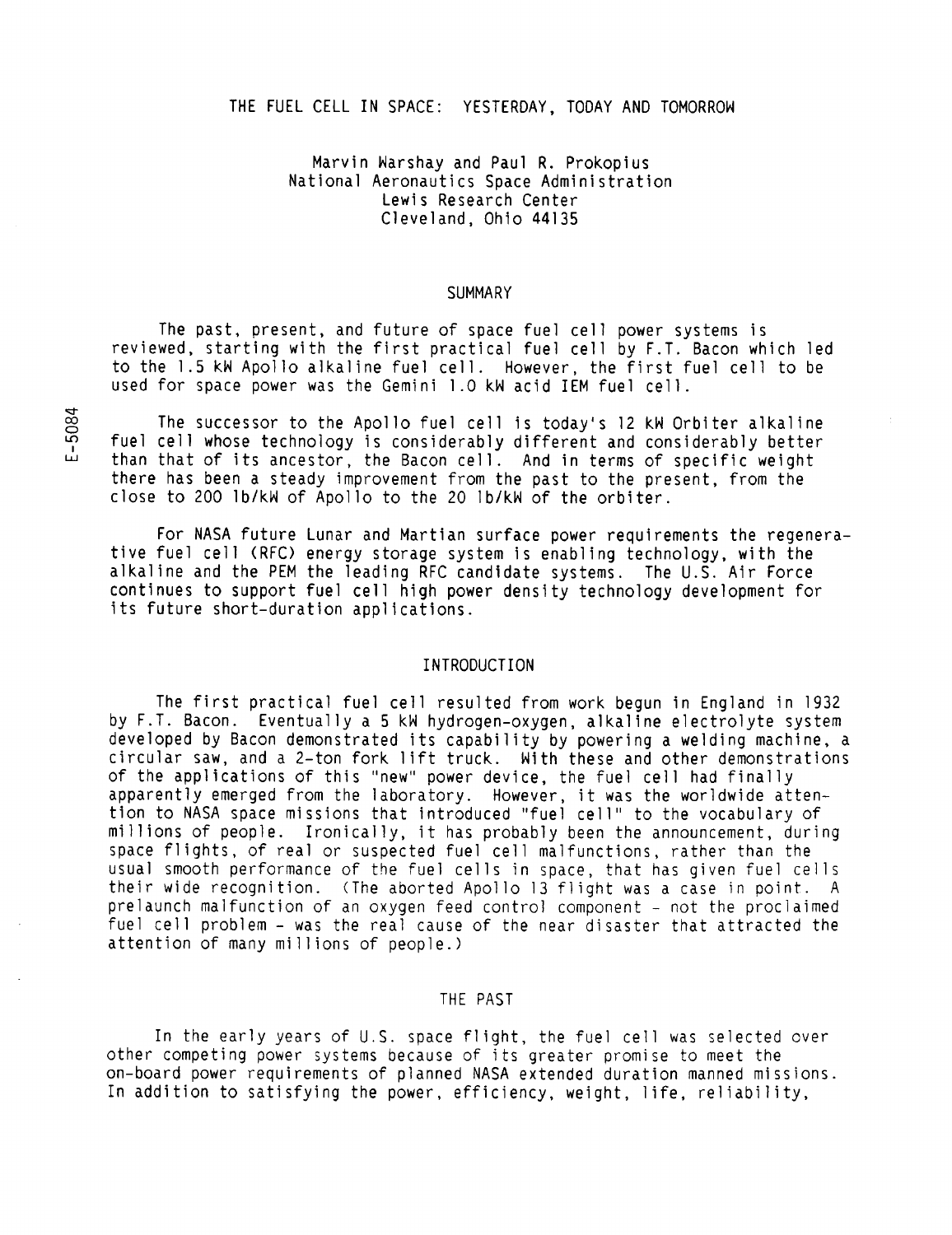# THE FUEL CELL IN SPACE: YESTERDAY, TODAY AND TOMORROW

Marvin Warshay and Paul R. Prokopius
National Aeronautics Space Administration
Lewis Research Center
Cleveland, Ohio 44135

## SUMMARY

The past, present, and future of space fuel cell power systems is reviewed, starting with the first practical fuel cell by F.T. Bacon which led to the 1.5 kW Apollo alkaline fuel cell. However, the first fuel cell to be used for space power was the Gemini 1.0 kW acid IEM fuel cell.

The successor to the Apollo fuel cell is today's 12 kW Orbiter alkaline fuel cell whose technology is considerably different and considerably better than that of its ancestor, the Bacon cell. And in terms of specific weight there has been a steady improvement from the past to the present, from the close to 200 lb/kW of Apollo to the 20 lb/kW of the orbiter.

For NASA future Lunar and Martian surface power requirements the regenerative fuel cell (RFC) energy storage system is enabling technology, with the alkaline and the PEM the leading RFC candidate systems. The U.S. Air Force continues to support fuel cell high power density technology development for its future short-duration applications.

## INTRODUCTION

The first practical fuel cell resulted from work begun in England in 1932 by F.T. Bacon. Eventually a 5 kW hydrogen-oxygen, alkaline electrolyte system developed by Bacon demonstrated its capability by powering a welding machine, a circular saw, and a 2-ton fork lift truck. With these and other demonstrations of the applications of this "new" power device, the fuel cell had finally apparently emerged from the laboratory. However, it was the worldwide attention to NASA space missions that introduced "fuel cell" to the vocabulary of millions of people. Ironically, it has probably been the announcement, during space flights, of real or suspected fuel cell malfunctions, rather than the usual smooth performance of the fuel cells in space, that has given fuel cells their wide recognition. (The aborted Apollo 13 flight was a case in point. A prelaunch malfunction of an oxygen feed control component - not the proclaimed fuel cell problem - was the real cause of the near disaster that attracted the attention of many millions of people.)

## THE PAST

In the early years of U.S. space flight, the fuel cell was selected over other competing power systems because of its greater promise to meet the on-board power requirements of planned NASA extended duration manned missions. In addition to satisfying the power, efficiency, weight, life, reliability,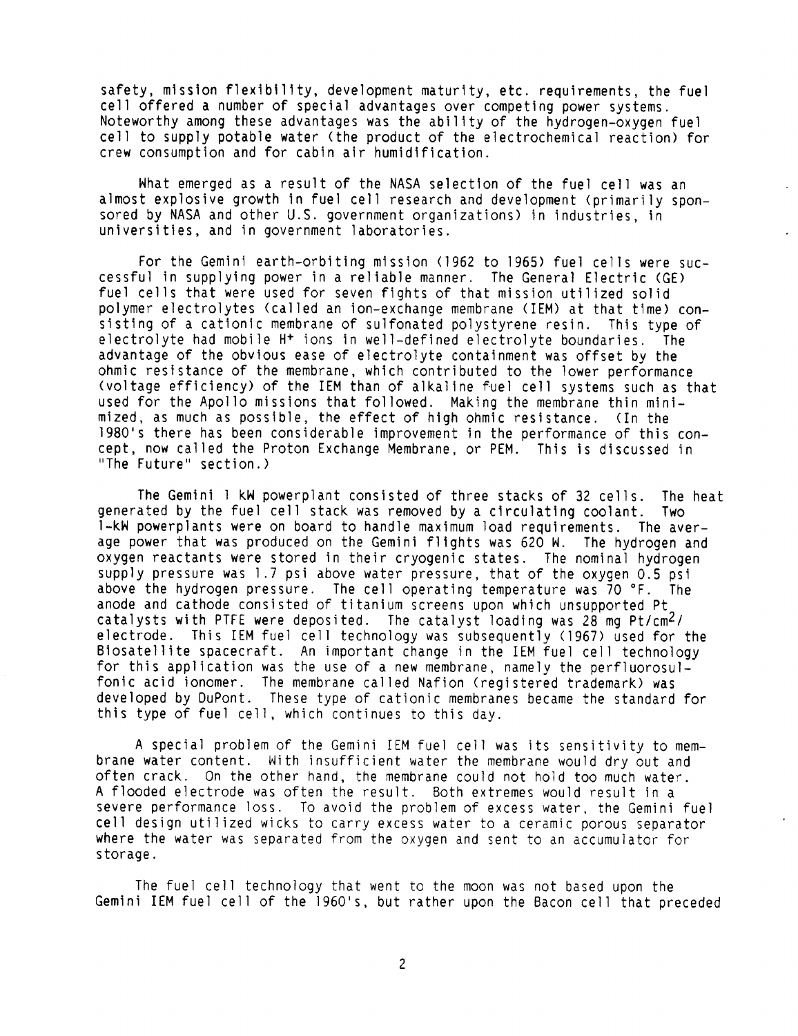safety, mission flexibility, development maturity, etc. requirements, the fuel cell offered a number of special advantages over competing power systems. Noteworthy among these advantages was the ability of the hydrogen-oxygen fuel cell to supply potable water (the product of the electrochemical reaction) for crew consumption and for cabin air humidification.

What emerged as a result of the NASA selection of the fuel cell was an almost explosive growth in fuel cell research and development (primarily sponsored by NASA and other U.S. government organizations) in industries, in universities, and in government laboratories.

For the Gemini earth-orbiting mission (1962 to 1965) fuel cells were successful in supplying power in a reliable manner. The General Electric (GE) fuel cells that were used for seven fights of that mission utilized solid polymer electrolytes (called an ion-exchange membrane (IEM) at that time) consisting of a cationic membrane of sulfonated polystyrene resin. This type of electrolyte had mobile $H^+$ ions in well-defined electrolyte boundaries. The advantage of the obvious ease of electrolyte containment was offset by the ohmic resistance of the membrane, which contributed to the lower performance (voltage efficiency) of the IEM than of alkaline fuel cell systems such as that used for the Apollo missions that followed. Making the membrane thin minimized, as much as possible, the effect of high ohmic resistance. (In the 1980's there has been considerable improvement in the performance of this concept, now called the Proton Exchange Membrane, or PEM. This is discussed in "The Future" section.)

The Gemini 1 kW powerplant consisted of three stacks of 32 cells. The heat generated by the fuel cell stack was removed by a circulating coolant. Two 1-kW powerplants were on board to handle maximum load requirements. The average power that was produced on the Gemini flights was 620 W. The hydrogen and oxygen reactants were stored in their cryogenic states. The nominal hydrogen supply pressure was 1.7 psi above water pressure, that of the oxygen 0.5 psi above the hydrogen pressure. The cell operating temperature was 70 °F. The anode and cathode consisted of titanium screens upon which unsupported Pt catalysts with PTFE were deposited. The catalyst loading was 28 mg Pt/$cm^2$/ electrode. This IEM fuel cell technology was subsequently (1967) used for the Biosatellite spacecraft. An important change in the IEM fuel cell technology for this application was the use of a new membrane, namely the perfluorosulfonic acid ionomer. The membrane called Nafion (registered trademark) was developed by DuPont. These type of cationic membranes became the standard for this type of fuel cell, which continues to this day.

A special problem of the Gemini IEM fuel cell was its sensitivity to membrane water content. With insufficient water the membrane would dry out and often crack. On the other hand, the membrane could not hold too much water. A flooded electrode was often the result. Both extremes would result in a severe performance loss. To avoid the problem of excess water, the Gemini fuel cell design utilized wicks to carry excess water to a ceramic porous separator where the water was separated from the oxygen and sent to an accumulator for storage.

The fuel cell technology that went to the moon was not based upon the Gemini IEM fuel cell of the 1960's, but rather upon the Bacon cell that preceded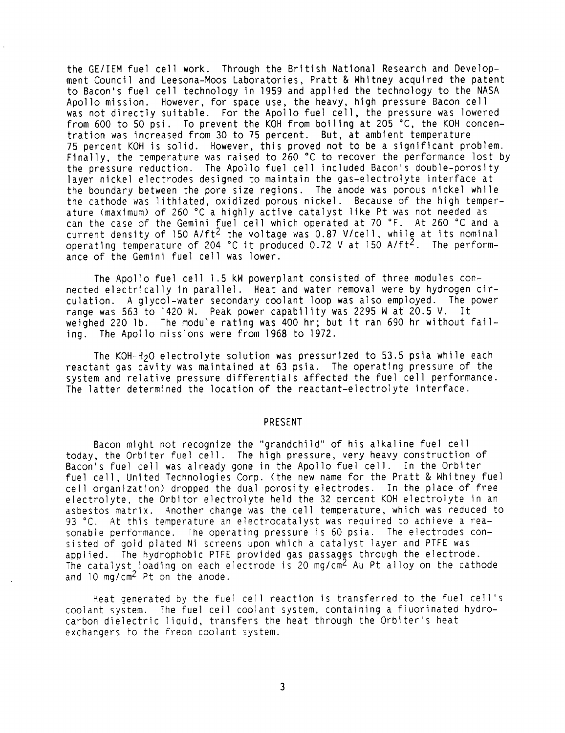the GE/IEM fuel cell work. Through the British National Research and Development Council and Leesona-Moos Laboratories, Pratt & Whitney acquired the patent to Bacon's fuel cell technology in 1959 and applied the technology to the NASA Apollo mission. However, for space use, the heavy, high pressure Bacon cell was not directly suitable. For the Apollo fuel cell, the pressure was lowered from 600 to 50 psi. To prevent the KOH from boiling at 205 °C, the KOH concentration was increased from 30 to 75 percent. But, at ambient temperature 75 percent KOH is solid. However, this proved not to be a significant problem. Finally, the temperature was raised to 260 °C to recover the performance lost by the pressure reduction. The Apollo fuel cell included Bacon's double-porosity layer nickel electrodes designed to maintain the gas-electrolyte interface at the boundary between the pore size regions. The anode was porous nickel while the cathode was lithiated, oxidized porous nickel. Because of the high temperature (maximum) of 260 °C a highly active catalyst like Pt was not needed as can the case of the Gemini fuel cell which operated at 70 °F. At 260 °C and a current density of 150 A/ft$^2$ the voltage was 0.87 V/cell, while at its nominal operating temperature of 204 °C it produced 0.72 V at 150 A/ft$^2$. The performance of the Gemini fuel cell was lower.

The Apollo fuel cell 1.5 kW powerplant consisted of three modules connected electrically in parallel. Heat and water removal were by hydrogen circulation. A glycol-water secondary coolant loop was also employed. The power range was 563 to 1420 W. Peak power capability was 2295 W at 20.5 V. It weighed 220 lb. The module rating was 400 hr; but it ran 690 hr without failing. The Apollo missions were from 1968 to 1972.

The KOH-$H_2O$ electrolyte solution was pressurized to 53.5 psia while each reactant gas cavity was maintained at 63 psia. The operating pressure of the system and relative pressure differentials affected the fuel cell performance. The latter determined the location of the reactant-electrolyte interface.

## PRESENT

Bacon might not recognize the "grandchild" of his alkaline fuel cell today, the Orbiter fuel cell. The high pressure, very heavy construction of Bacon's fuel cell was already gone in the Apollo fuel cell. In the Orbiter fuel cell, United Technologies Corp. (the new name for the Pratt & Whitney fuel cell organization) dropped the dual porosity electrodes. In the place of free electrolyte, the Orbitor electrolyte held the 32 percent KOH electrolyte in an asbestos matrix. Another change was the cell temperature, which was reduced to 93 °C. At this temperature an electrocatalyst was required to achieve a reasonable performance. The operating pressure is 60 psia. The electrodes consisted of gold plated Ni screens upon which a catalyst layer and PTFE was applied. The hydrophobic PTFE provided gas passages through the electrode. The catalyst loading on each electrode is 20 mg/cm$^2$ Au Pt alloy on the cathode and 10 mg/cm$^2$ Pt on the anode.

Heat generated by the fuel cell reaction is transferred to the fuel cell's coolant system. The fuel cell coolant system, containing a fluorinated hydrocarbon dielectric liquid, transfers the heat through the Orbiter's heat exchangers to the freon coolant system.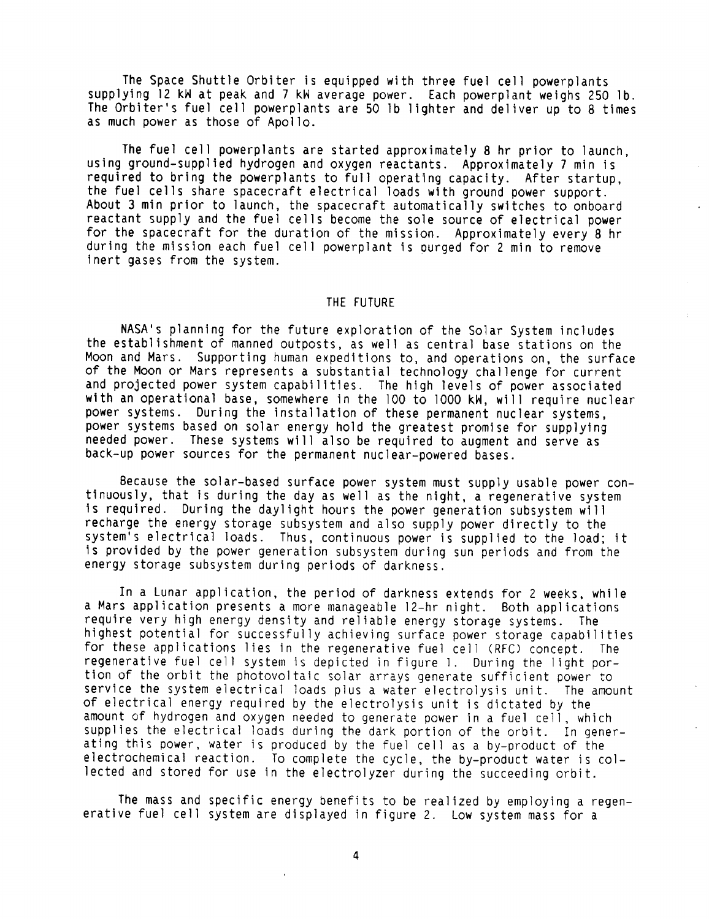The Space Shuttle Orbiter is equipped with three fuel cell powerplants supplying 12 kW at peak and 7 kW average power. Each powerplant weighs 250 lb. The Orbiter's fuel cell powerplants are 50 lb lighter and deliver up to 8 times as much power as those of Apollo.

The fuel cell powerplants are started approximately 8 hr prior to launch, using ground-supplied hydrogen and oxygen reactants. Approximately 7 min is required to bring the powerplants to full operating capacity. After startup, the fuel cells share spacecraft electrical loads with ground power support. About 3 min prior to launch, the spacecraft automatically switches to onboard reactant supply and the fuel cells become the sole source of electrical power for the spacecraft for the duration of the mission. Approximately every 8 hr during the mission each fuel cell powerplant is purged for 2 min to remove inert gases from the system.

## THE FUTURE

NASA's planning for the future exploration of the Solar System includes the establishment of manned outposts, as well as central base stations on the Moon and Mars. Supporting human expeditions to, and operations on, the surface of the Moon or Mars represents a substantial technology challenge for current and projected power system capabilities. The high levels of power associated with an operational base, somewhere in the 100 to 1000 kW, will require nuclear power systems. During the installation of these permanent nuclear systems, power systems based on solar energy hold the greatest promise for supplying needed power. These systems will also be required to augment and serve as back-up power sources for the permanent nuclear-powered bases.

Because the solar-based surface power system must supply usable power continuously, that is during the day as well as the night, a regenerative system is required. During the daylight hours the power generation subsystem will recharge the energy storage subsystem and also supply power directly to the system's electrical loads. Thus, continuous power is supplied to the load; it is provided by the power generation subsystem during sun periods and from the energy storage subsystem during periods of darkness.

In a Lunar application, the period of darkness extends for 2 weeks, while a Mars application presents a more manageable 12-hr night. Both applications require very high energy density and reliable energy storage systems. The highest potential for successfully achieving surface power storage capabilities for these applications lies in the regenerative fuel cell (RFC) concept. The regenerative fuel cell system is depicted in figure 1. During the light portion of the orbit the photovoltaic solar arrays generate sufficient power to service the system electrical loads plus a water electrolysis unit. The amount of electrical energy required by the electrolysis unit is dictated by the amount of hydrogen and oxygen needed to generate power in a fuel cell, which supplies the electrical loads during the dark portion of the orbit. In generating this power, water is produced by the fuel cell as a by-product of the electrochemical reaction. To complete the cycle, the by-product water is collected and stored for use in the electrolyzer during the succeeding orbit.

The mass and specific energy benefits to be realized by employing a regenerative fuel cell system are displayed in figure 2. Low system mass for a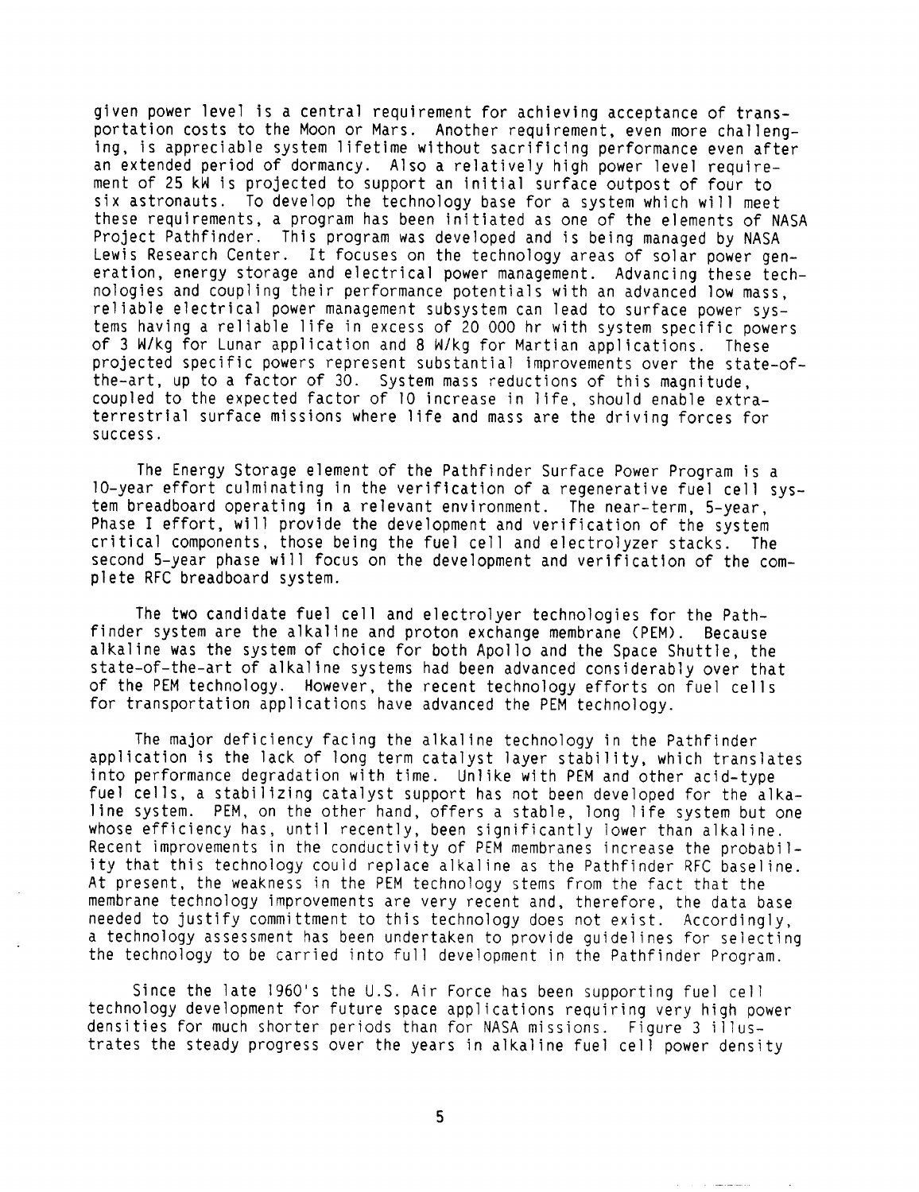given power level is a central requirement for achieving acceptance of transportation costs to the Moon or Mars. Another requirement, even more challenging, is appreciable system lifetime without sacrificing performance even after an extended period of dormancy. Also a relatively high power level requirement of 25 kW is projected to support an initial surface outpost of four to six astronauts. To develop the technology base for a system which will meet these requirements, a program has been initiated as one of the elements of NASA Project Pathfinder. This program was developed and is being managed by NASA Lewis Research Center. It focuses on the technology areas of solar power generation, energy storage and electrical power management. Advancing these technologies and coupling their performance potentials with an advanced low mass, reliable electrical power management subsystem can lead to surface power systems having a reliable life in excess of 20 000 hr with system specific powers of 3 W/kg for Lunar application and 8 W/kg for Martian applications. These projected specific powers represent substantial improvements over the state-of-the-art, up to a factor of 30. System mass reductions of this magnitude, coupled to the expected factor of 10 increase in life, should enable extraterrestrial surface missions where life and mass are the driving forces for success.

The Energy Storage element of the Pathfinder Surface Power Program is a 10-year effort culminating in the verification of a regenerative fuel cell system breadboard operating in a relevant environment. The near-term, 5-year, Phase I effort, will provide the development and verification of the system critical components, those being the fuel cell and electrolyzer stacks. The second 5-year phase will focus on the development and verification of the complete RFC breadboard system.

The two candidate fuel cell and electrolyer technologies for the Pathfinder system are the alkaline and proton exchange membrane (PEM). Because alkaline was the system of choice for both Apollo and the Space Shuttle, the state-of-the-art of alkaline systems had been advanced considerably over that of the PEM technology. However, the recent technology efforts on fuel cells for transportation applications have advanced the PEM technology.

The major deficiency facing the alkaline technology in the Pathfinder application is the lack of long term catalyst layer stability, which translates into performance degradation with time. Unlike with PEM and other acid-type fuel cells, a stabilizing catalyst support has not been developed for the alkaline system. PEM, on the other hand, offers a stable, long life system but one whose efficiency has, until recently, been significantly lower than alkaline. Recent improvements in the conductivity of PEM membranes increase the probability that this technology could replace alkaline as the Pathfinder RFC baseline. At present, the weakness in the PEM technology stems from the fact that the membrane technology improvements are very recent and, therefore, the data base needed to justify committment to this technology does not exist. Accordingly, a technology assessment has been undertaken to provide guidelines for selecting the technology to be carried into full development in the Pathfinder Program.

Since the late 1960's the U.S. Air Force has been supporting fuel cell technology development for future space applications requiring very high power densities for much shorter periods than for NASA missions. Figure 3 illustrates the steady progress over the years in alkaline fuel cell power density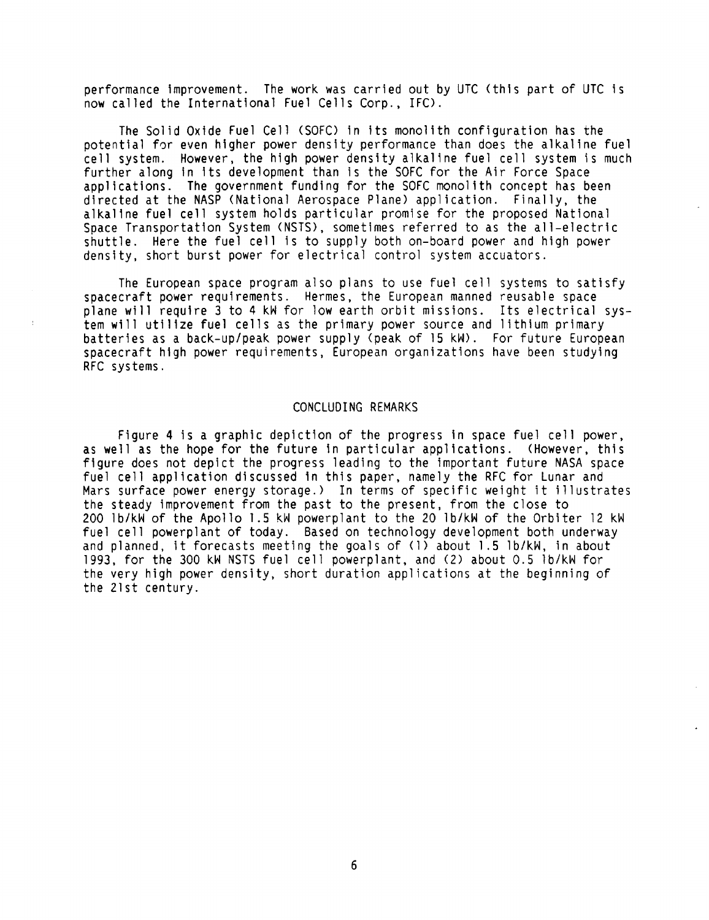performance improvement. The work was carried out by UTC (this part of UTC is now called the International Fuel Cells Corp., IFC).

The Solid Oxide Fuel Cell (SOFC) in its monolith configuration has the potential for even higher power density performance than does the alkaline fuel cell system. However, the high power density alkaline fuel cell system is much further along in its development than is the SOFC for the Air Force Space applications. The government funding for the SOFC monolith concept has been directed at the NASP (National Aerospace Plane) application. Finally, the alkaline fuel cell system holds particular promise for the proposed National Space Transportation System (NSTS), sometimes referred to as the all-electric shuttle. Here the fuel cell is to supply both on-board power and high power density, short burst power for electrical control system accuators.

The European space program also plans to use fuel cell systems to satisfy spacecraft power requirements. Hermes, the European manned reusable space plane will require 3 to 4 kW for low earth orbit missions. Its electrical system will utilize fuel cells as the primary power source and lithium primary batteries as a back-up/peak power supply (peak of 15 kW). For future European spacecraft high power requirements, European organizations have been studying RFC systems.

## CONCLUDING REMARKS

Figure 4 is a graphic depiction of the progress in space fuel cell power, as well as the hope for the future in particular applications. (However, this figure does not depict the progress leading to the important future NASA space fuel cell application discussed in this paper, namely the RFC for Lunar and Mars surface power energy storage.) In terms of specific weight it illustrates the steady improvement from the past to the present, from the close to 200 lb/kW of the Apollo 1.5 kW powerplant to the 20 lb/kW of the Orbiter 12 kW fuel cell powerplant of today. Based on technology development both underway and planned, it forecasts meeting the goals of (1) about 1.5 lb/kW, in about 1993, for the 300 kW NSTS fuel cell powerplant, and (2) about 0.5 lb/kW for the very high power density, short duration applications at the beginning of the 21st century.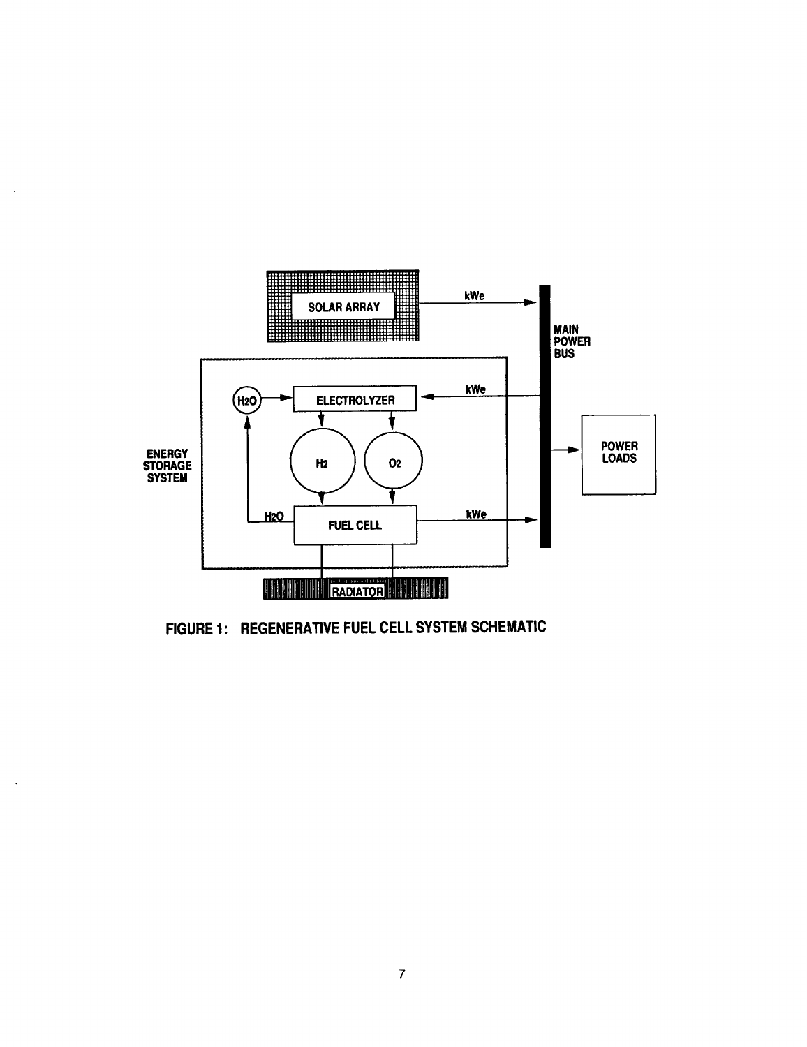FIGURE 1: REGENERATIVE FUEL CELL SYSTEM SCHEMATIC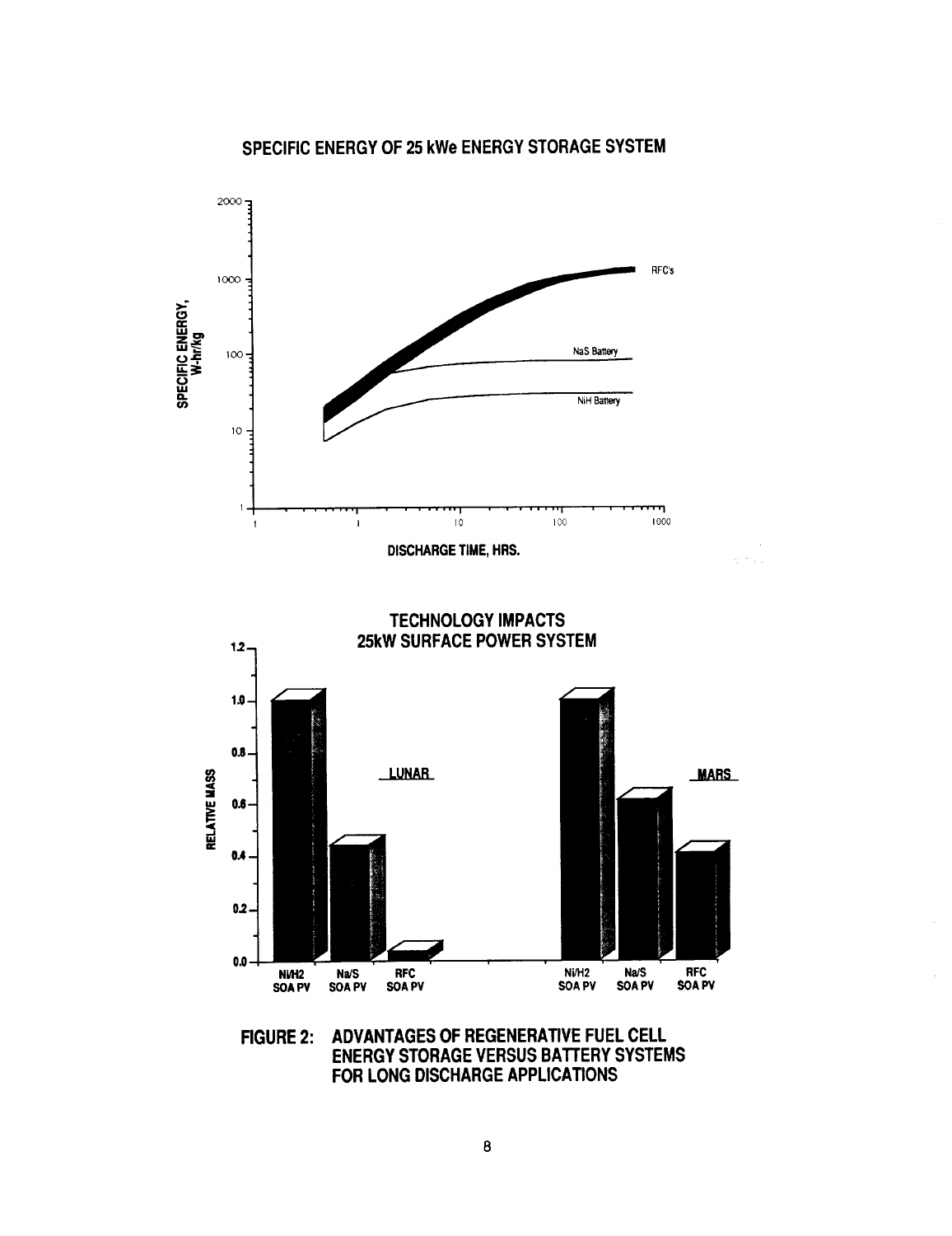FIGURE 2: ADVANTAGES OF REGENERATIVE FUEL CELL ENERGY STORAGE VERSUS BATTERY SYSTEMS FOR LONG DISCHARGE APPLICATIONS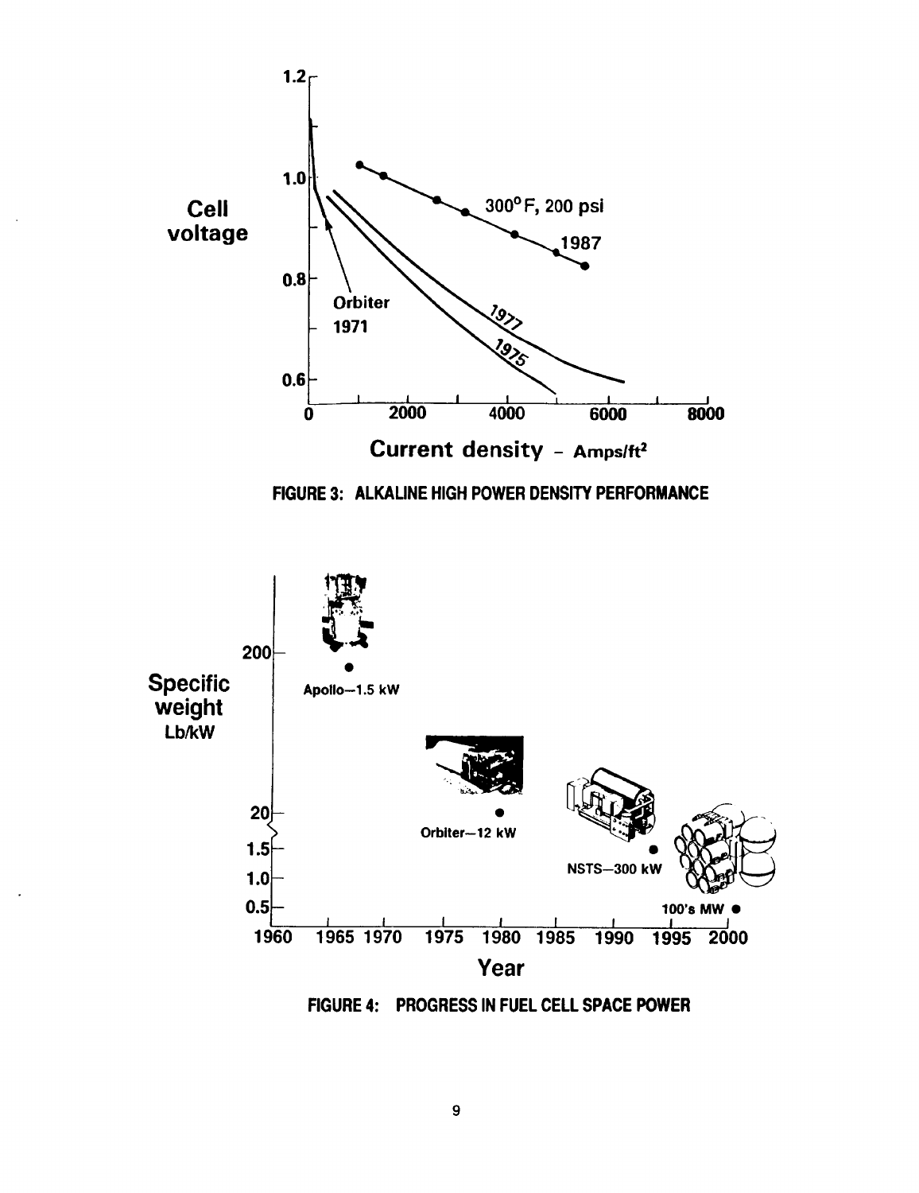FIGURE 3: ALKALINE HIGH POWER DENSITY PERFORMANCE

FIGURE 4: PROGRESS IN FUEL CELL SPACE POWER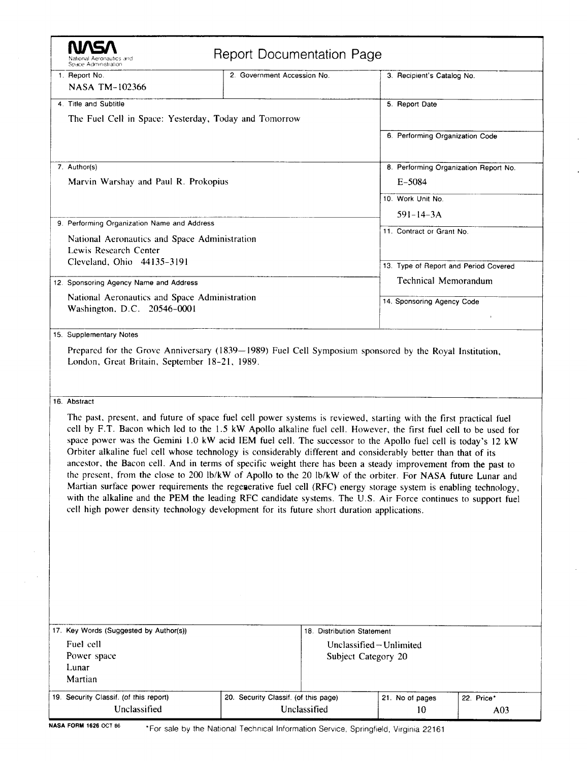**NASA** National Aeronautics and Space Administration

# Report Documentation Page

| 1. Report No. | 2. Government Accession No. | 3. Recipient's Catalog No. |
|---|---|---|
| NASA TM-102366 | | |

| 4. Title and Subtitle | 5. Report Date |
|---|---|
| The Fuel Cell in Space: Yesterday, Today and Tomorrow | |
| | 6. Performing Organization Code |

| 7. Author(s) | 8. Performing Organization Report No. |
|---|---|
| Marvin Warshay and Paul R. Prokopius | E-5084 |
| | 10. Work Unit No. 591-14-3A |

| 9. Performing Organization Name and Address | 11. Contract or Grant No. |
|---|---|
| National Aeronautics and Space Administration Lewis Research Center Cleveland, Ohio 44135-3191 | |
| | 13. Type of Report and Period Covered: Technical Memorandum |

| 12. Sponsoring Agency Name and Address | 14. Sponsoring Agency Code |
|---|---|
| National Aeronautics and Space Administration Washington, D.C. 20546-0001 | |

15. Supplementary Notes

Prepared for the Grove Anniversary (1839—1989) Fuel Cell Symposium sponsored by the Royal Institution, London, Great Britain, September 18-21, 1989.

16. Abstract

The past, present, and future of space fuel cell power systems is reviewed, starting with the first practical fuel cell by F.T. Bacon which led to the 1.5 kW Apollo alkaline fuel cell. However, the first fuel cell to be used for space power was the Gemini 1.0 kW acid IEM fuel cell. The successor to the Apollo fuel cell is today's 12 kW Orbiter alkaline fuel cell whose technology is considerably different and considerably better than that of its ancestor, the Bacon cell. And in terms of specific weight there has been a steady improvement from the past to the present, from the close to 200 lb/kW of Apollo to the 20 lb/kW of the orbiter. For NASA future Lunar and Martian surface power requirements the regenerative fuel cell (RFC) energy storage system is enabling technology, with the alkaline and the PEM the leading RFC candidate systems. The U.S. Air Force continues to support fuel cell high power density technology development for its future short duration applications.

| 17. Key Words (Suggested by Author(s)) | 18. Distribution Statement |
|---|---|
| Fuel cell<br>Power space<br>Lunar<br>Martian | Unclassified – Unlimited<br>Subject Category 20 |

| 19. Security Classif. (of this report) | 20. Security Classif. (of this page) | 21. No of pages | 22. Price* |
|---|---|---|---|
| Unclassified | Unclassified | 10 | A03 |

NASA FORM 1626 OCT 86

*For sale by the National Technical Information Service, Springfield, Virginia 22161